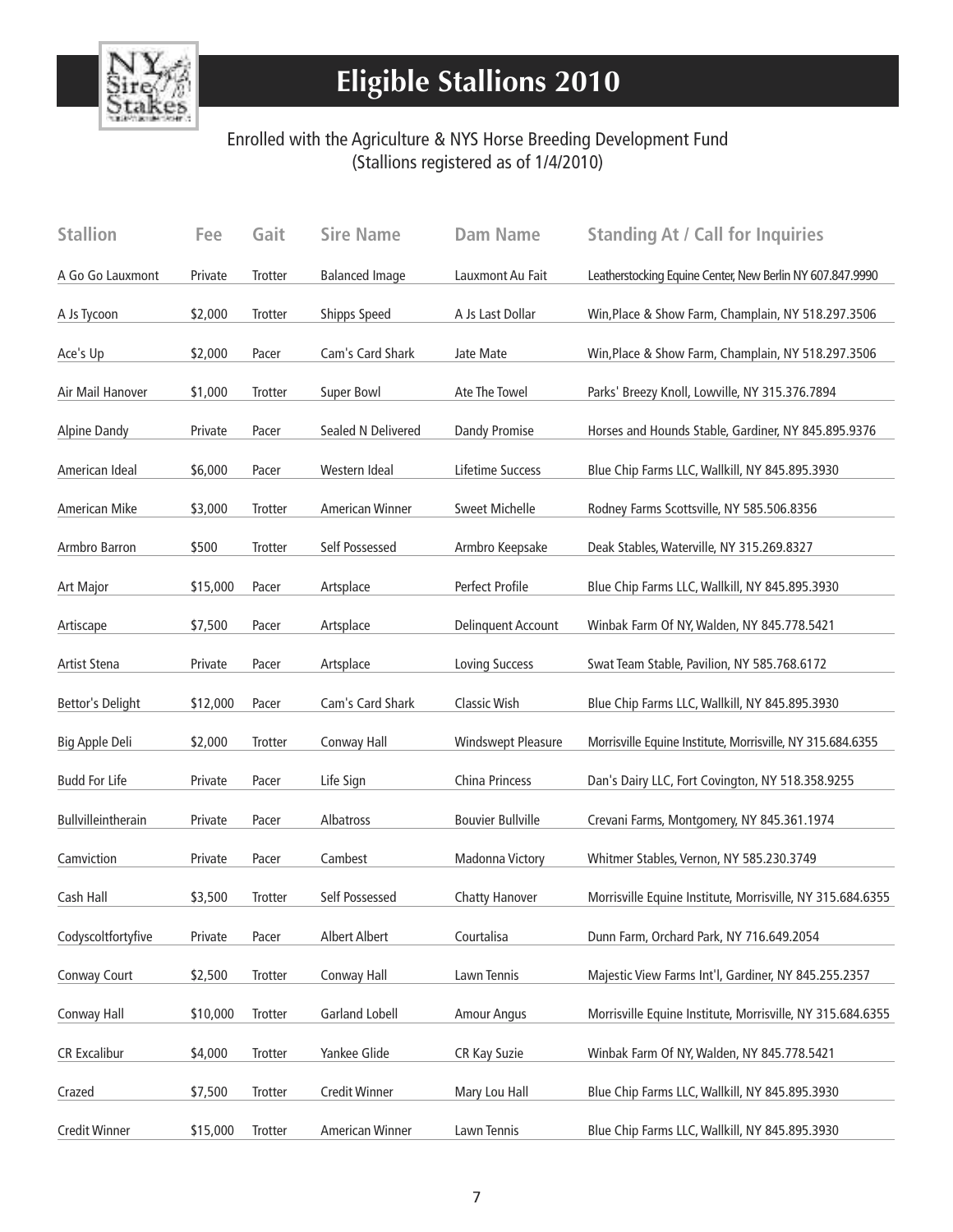# Eligible Stallions 2010

Enrolled with the Agriculture & NYS Horse Breeding Development Fund
(Stallions registered as of 1/4/2010)

| Stallion | Fee | Gait | Sire Name | Dam Name | Standing At / Call for Inquiries |
|---|---|---|---|---|---|
| A Go Go Lauxmont | Private | Trotter | Balanced Image | Lauxmont Au Fait | Leatherstocking Equine Center, New Berlin NY 607.847.9990 |
| A Js Tycoon | $2,000 | Trotter | Shipps Speed | A Js Last Dollar | Win,Place & Show Farm, Champlain, NY 518.297.3506 |
| Ace's Up | $2,000 | Pacer | Cam's Card Shark | Jate Mate | Win,Place & Show Farm, Champlain, NY 518.297.3506 |
| Air Mail Hanover | $1,000 | Trotter | Super Bowl | Ate The Towel | Parks' Breezy Knoll, Lowville, NY 315.376.7894 |
| Alpine Dandy | Private | Pacer | Sealed N Delivered | Dandy Promise | Horses and Hounds Stable, Gardiner, NY 845.895.9376 |
| American Ideal | $6,000 | Pacer | Western Ideal | Lifetime Success | Blue Chip Farms LLC, Wallkill, NY 845.895.3930 |
| American Mike | $3,000 | Trotter | American Winner | Sweet Michelle | Rodney Farms Scottsville, NY 585.506.8356 |
| Armbro Barron | $500 | Trotter | Self Possessed | Armbro Keepsake | Deak Stables, Waterville, NY 315.269.8327 |
| Art Major | $15,000 | Pacer | Artsplace | Perfect Profile | Blue Chip Farms LLC, Wallkill, NY 845.895.3930 |
| Artiscape | $7,500 | Pacer | Artsplace | Delinquent Account | Winbak Farm Of NY, Walden, NY 845.778.5421 |
| Artist Stena | Private | Pacer | Artsplace | Loving Success | Swat Team Stable, Pavilion, NY 585.768.6172 |
| Bettor's Delight | $12,000 | Pacer | Cam's Card Shark | Classic Wish | Blue Chip Farms LLC, Wallkill, NY 845.895.3930 |
| Big Apple Deli | $2,000 | Trotter | Conway Hall | Windswept Pleasure | Morrisville Equine Institute, Morrisville, NY 315.684.6355 |
| Budd For Life | Private | Pacer | Life Sign | China Princess | Dan's Dairy LLC, Fort Covington, NY 518.358.9255 |
| Bullvilleintherain | Private | Pacer | Albatross | Bouvier Bullville | Crevani Farms, Montgomery, NY 845.361.1974 |
| Camviction | Private | Pacer | Cambest | Madonna Victory | Whitmer Stables, Vernon, NY 585.230.3749 |
| Cash Hall | $3,500 | Trotter | Self Possessed | Chatty Hanover | Morrisville Equine Institute, Morrisville, NY 315.684.6355 |
| Codyscoltfortyfive | Private | Pacer | Albert Albert | Courtalisa | Dunn Farm, Orchard Park, NY 716.649.2054 |
| Conway Court | $2,500 | Trotter | Conway Hall | Lawn Tennis | Majestic View Farms Int'l, Gardiner, NY 845.255.2357 |
| Conway Hall | $10,000 | Trotter | Garland Lobell | Amour Angus | Morrisville Equine Institute, Morrisville, NY 315.684.6355 |
| CR Excalibur | $4,000 | Trotter | Yankee Glide | CR Kay Suzie | Winbak Farm Of NY, Walden, NY 845.778.5421 |
| Crazed | $7,500 | Trotter | Credit Winner | Mary Lou Hall | Blue Chip Farms LLC, Wallkill, NY 845.895.3930 |
| Credit Winner | $15,000 | Trotter | American Winner | Lawn Tennis | Blue Chip Farms LLC, Wallkill, NY 845.895.3930 |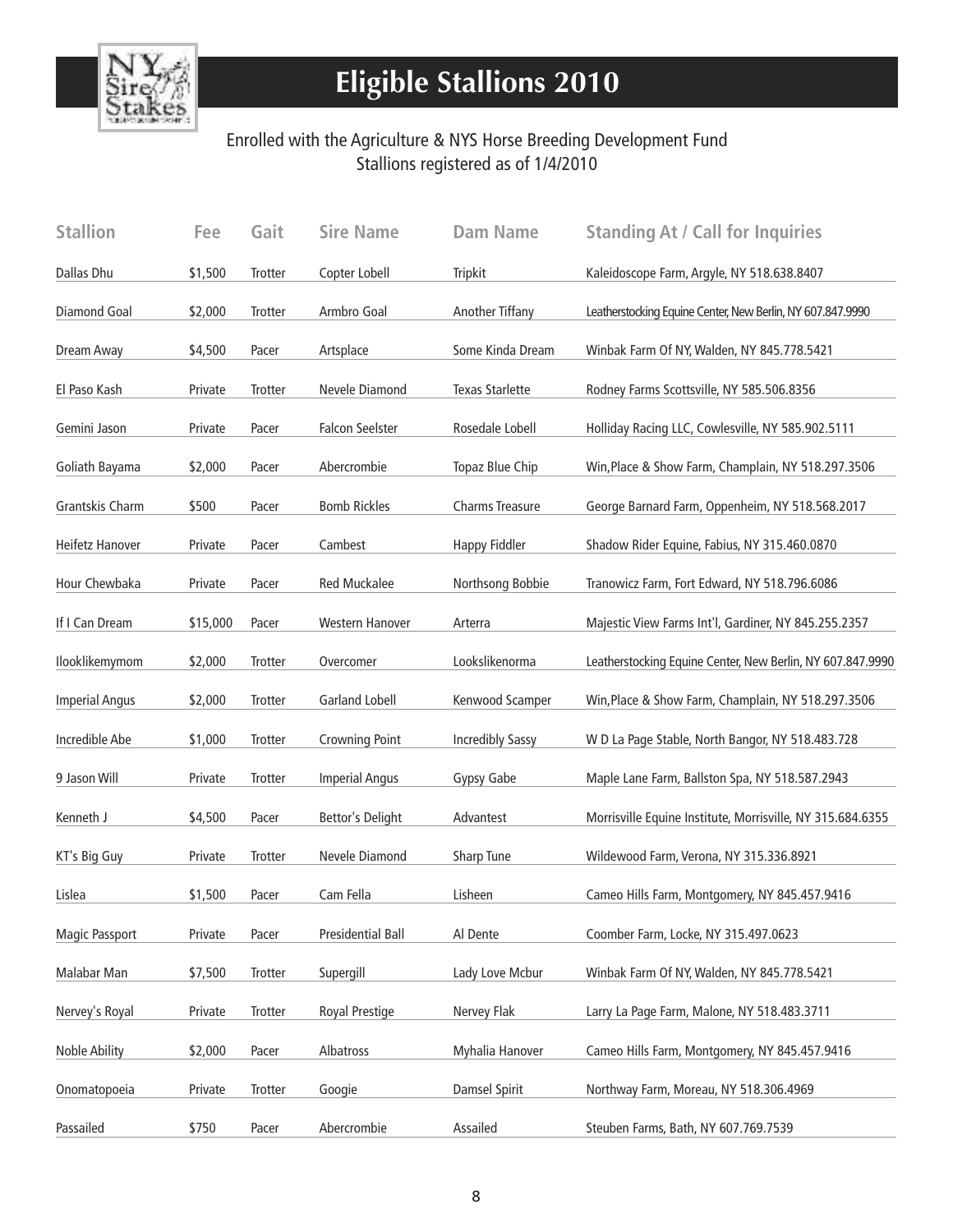# Eligible Stallions 2010

Enrolled with the Agriculture & NYS Horse Breeding Development Fund
Stallions registered as of 1/4/2010

| Stallion | Fee | Gait | Sire Name | Dam Name | Standing At / Call for Inquiries |
|---|---|---|---|---|---|
| Dallas Dhu | $1,500 | Trotter | Copter Lobell | Tripkit | Kaleidoscope Farm, Argyle, NY 518.638.8407 |
| Diamond Goal | $2,000 | Trotter | Armbro Goal | Another Tiffany | Leatherstocking Equine Center, New Berlin, NY 607.847.9990 |
| Dream Away | $4,500 | Pacer | Artsplace | Some Kinda Dream | Winbak Farm Of NY, Walden, NY 845.778.5421 |
| El Paso Kash | Private | Trotter | Nevele Diamond | Texas Starlette | Rodney Farms Scottsville, NY 585.506.8356 |
| Gemini Jason | Private | Pacer | Falcon Seelster | Rosedale Lobell | Holliday Racing LLC, Cowlesville, NY 585.902.5111 |
| Goliath Bayama | $2,000 | Pacer | Abercrombie | Topaz Blue Chip | Win,Place & Show Farm, Champlain, NY 518.297.3506 |
| Grantskis Charm | $500 | Pacer | Bomb Rickles | Charms Treasure | George Barnard Farm, Oppenheim, NY 518.568.2017 |
| Heifetz Hanover | Private | Pacer | Cambest | Happy Fiddler | Shadow Rider Equine, Fabius, NY 315.460.0870 |
| Hour Chewbaka | Private | Pacer | Red Muckalee | Northsong Bobbie | Tranowicz Farm, Fort Edward, NY 518.796.6086 |
| If I Can Dream | $15,000 | Pacer | Western Hanover | Arterra | Majestic View Farms Int'l, Gardiner, NY 845.255.2357 |
| Ilooklikemymom | $2,000 | Trotter | Overcomer | Lookslikenorma | Leatherstocking Equine Center, New Berlin, NY 607.847.9990 |
| Imperial Angus | $2,000 | Trotter | Garland Lobell | Kenwood Scamper | Win,Place & Show Farm, Champlain, NY 518.297.3506 |
| Incredible Abe | $1,000 | Trotter | Crowning Point | Incredibly Sassy | W D La Page Stable, North Bangor, NY 518.483.728 |
| 9 Jason Will | Private | Trotter | Imperial Angus | Gypsy Gabe | Maple Lane Farm, Ballston Spa, NY 518.587.2943 |
| Kenneth J | $4,500 | Pacer | Bettor's Delight | Advantest | Morrisville Equine Institute, Morrisville, NY 315.684.6355 |
| KT's Big Guy | Private | Trotter | Nevele Diamond | Sharp Tune | Wildewood Farm, Verona, NY 315.336.8921 |
| Lislea | $1,500 | Pacer | Cam Fella | Lisheen | Cameo Hills Farm, Montgomery, NY 845.457.9416 |
| Magic Passport | Private | Pacer | Presidential Ball | Al Dente | Coomber Farm, Locke, NY 315.497.0623 |
| Malabar Man | $7,500 | Trotter | Supergill | Lady Love Mcbur | Winbak Farm Of NY, Walden, NY 845.778.5421 |
| Nervey's Royal | Private | Trotter | Royal Prestige | Nervey Flak | Larry La Page Farm, Malone, NY 518.483.3711 |
| Noble Ability | $2,000 | Pacer | Albatross | Myhalia Hanover | Cameo Hills Farm, Montgomery, NY 845.457.9416 |
| Onomatopoeia | Private | Trotter | Googie | Damsel Spirit | Northway Farm, Moreau, NY 518.306.4969 |
| Passailed | $750 | Pacer | Abercrombie | Assailed | Steuben Farms, Bath, NY 607.769.7539 |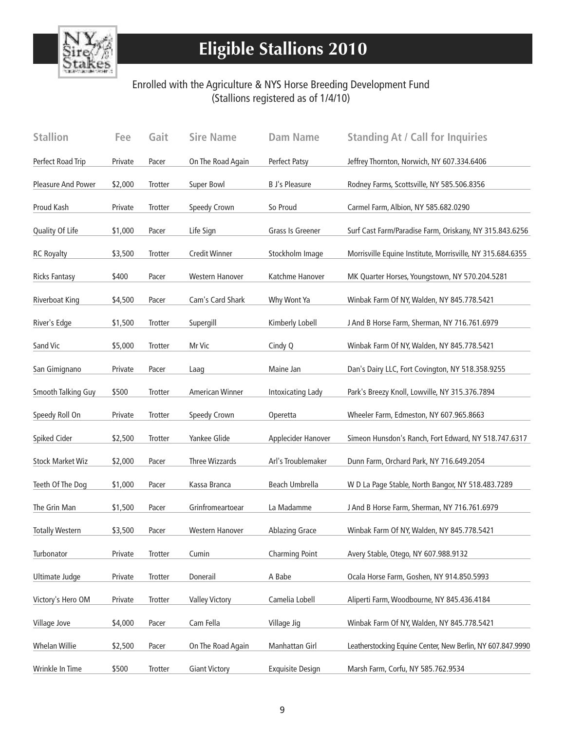# Eligible Stallions 2010

Enrolled with the Agriculture & NYS Horse Breeding Development Fund
(Stallions registered as of 1/4/10)

| Stallion | Fee | Gait | Sire Name | Dam Name | Standing At / Call for Inquiries |
|---|---|---|---|---|---|
| Perfect Road Trip | Private | Pacer | On The Road Again | Perfect Patsy | Jeffrey Thornton, Norwich, NY 607.334.6406 |
| Pleasure And Power | $2,000 | Trotter | Super Bowl | B J's Pleasure | Rodney Farms, Scottsville, NY 585.506.8356 |
| Proud Kash | Private | Trotter | Speedy Crown | So Proud | Carmel Farm, Albion, NY 585.682.0290 |
| Quality Of Life | $1,000 | Pacer | Life Sign | Grass Is Greener | Surf Cast Farm/Paradise Farm, Oriskany, NY 315.843.6256 |
| RC Royalty | $3,500 | Trotter | Credit Winner | Stockholm Image | Morrisville Equine Institute, Morrisville, NY 315.684.6355 |
| Ricks Fantasy | $400 | Pacer | Western Hanover | Katchme Hanover | MK Quarter Horses, Youngstown, NY 570.204.5281 |
| Riverboat King | $4,500 | Pacer | Cam's Card Shark | Why Wont Ya | Winbak Farm Of NY, Walden, NY 845.778.5421 |
| River's Edge | $1,500 | Trotter | Supergill | Kimberly Lobell | J And B Horse Farm, Sherman, NY 716.761.6979 |
| Sand Vic | $5,000 | Trotter | Mr Vic | Cindy Q | Winbak Farm Of NY, Walden, NY 845.778.5421 |
| San Gimignano | Private | Pacer | Laag | Maine Jan | Dan's Dairy LLC, Fort Covington, NY 518.358.9255 |
| Smooth Talking Guy | $500 | Trotter | American Winner | Intoxicating Lady | Park's Breezy Knoll, Lowville, NY 315.376.7894 |
| Speedy Roll On | Private | Trotter | Speedy Crown | Operetta | Wheeler Farm, Edmeston, NY 607.965.8663 |
| Spiked Cider | $2,500 | Trotter | Yankee Glide | Applecider Hanover | Simeon Hunsdon's Ranch, Fort Edward, NY 518.747.6317 |
| Stock Market Wiz | $2,000 | Pacer | Three Wizzards | Arl's Troublemaker | Dunn Farm, Orchard Park, NY 716.649.2054 |
| Teeth Of The Dog | $1,000 | Pacer | Kassa Branca | Beach Umbrella | W D La Page Stable, North Bangor, NY 518.483.7289 |
| The Grin Man | $1,500 | Pacer | Grinfromeartoear | La Madamme | J And B Horse Farm, Sherman, NY 716.761.6979 |
| Totally Western | $3,500 | Pacer | Western Hanover | Ablazing Grace | Winbak Farm Of NY, Walden, NY 845.778.5421 |
| Turbonator | Private | Trotter | Cumin | Charming Point | Avery Stable, Otego, NY 607.988.9132 |
| Ultimate Judge | Private | Trotter | Donerail | A Babe | Ocala Horse Farm, Goshen, NY 914.850.5993 |
| Victory's Hero OM | Private | Trotter | Valley Victory | Camelia Lobell | Aliperti Farm, Woodbourne, NY 845.436.4184 |
| Village Jove | $4,000 | Pacer | Cam Fella | Village Jig | Winbak Farm Of NY, Walden, NY 845.778.5421 |
| Whelan Willie | $2,500 | Pacer | On The Road Again | Manhattan Girl | Leatherstocking Equine Center, New Berlin, NY 607.847.9990 |
| Wrinkle In Time | $500 | Trotter | Giant Victory | Exquisite Design | Marsh Farm, Corfu, NY 585.762.9534 |